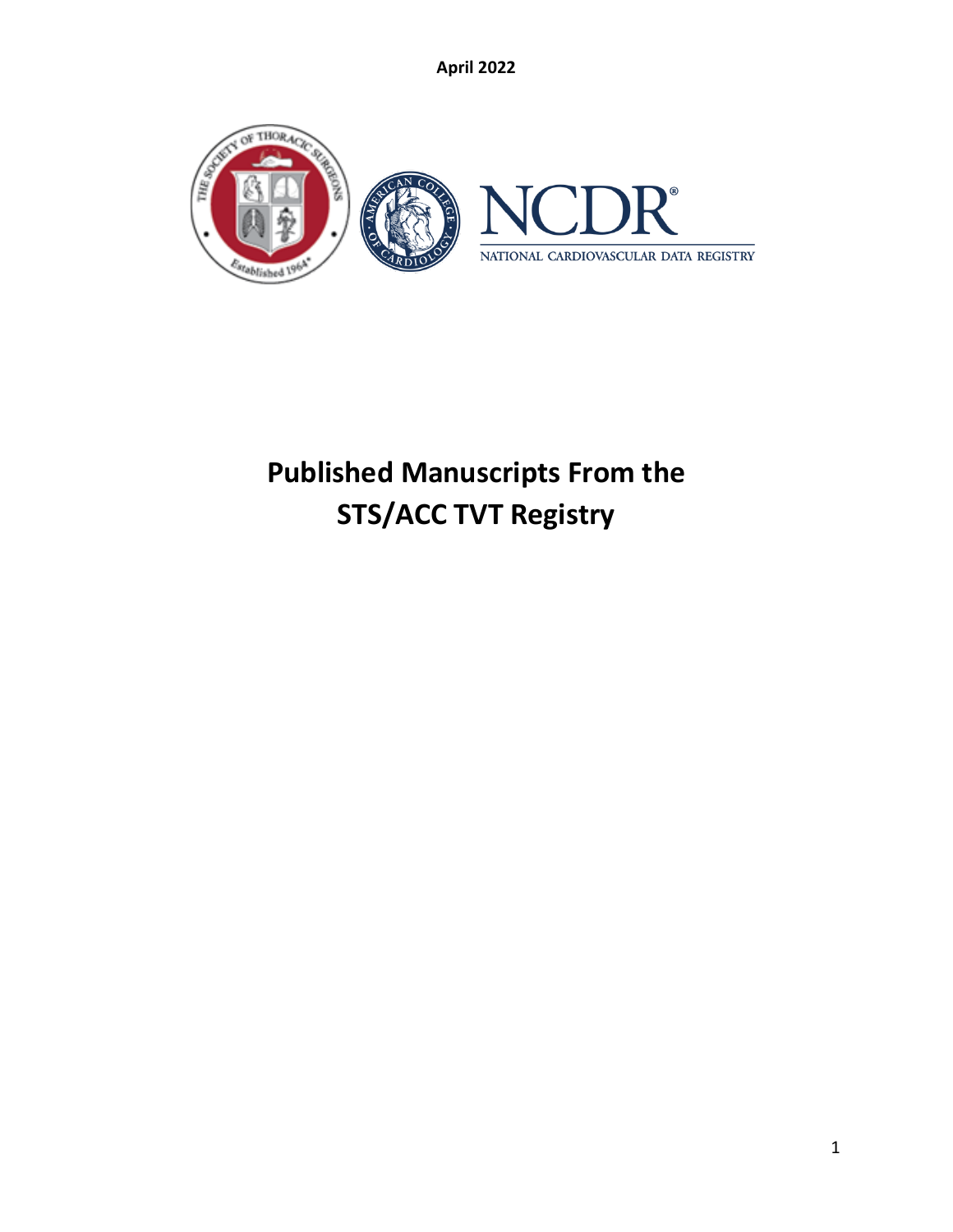April 2022

# Published Manuscripts From the STS/ACC TVT Registry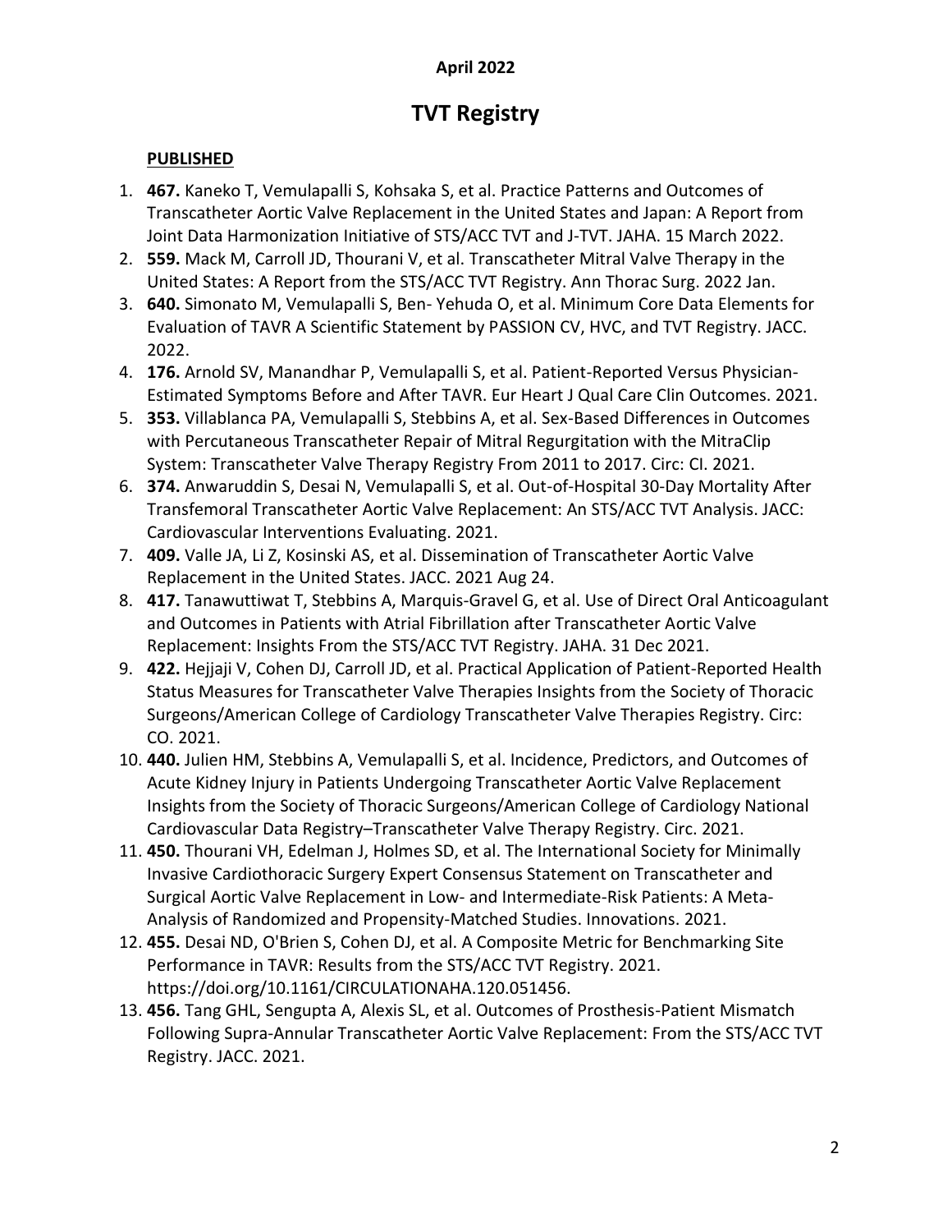**April 2022**

# TVT Registry

## PUBLISHED

1. **467.** Kaneko T, Vemulapalli S, Kohsaka S, et al. Practice Patterns and Outcomes of Transcatheter Aortic Valve Replacement in the United States and Japan: A Report from Joint Data Harmonization Initiative of STS/ACC TVT and J-TVT. JAHA. 15 March 2022.
2. **559.** Mack M, Carroll JD, Thourani V, et al. Transcatheter Mitral Valve Therapy in the United States: A Report from the STS/ACC TVT Registry. Ann Thorac Surg. 2022 Jan.
3. **640.** Simonato M, Vemulapalli S, Ben- Yehuda O, et al. Minimum Core Data Elements for Evaluation of TAVR A Scientific Statement by PASSION CV, HVC, and TVT Registry. JACC. 2022.
4. **176.** Arnold SV, Manandhar P, Vemulapalli S, et al. Patient-Reported Versus Physician-Estimated Symptoms Before and After TAVR. Eur Heart J Qual Care Clin Outcomes. 2021.
5. **353.** Villablanca PA, Vemulapalli S, Stebbins A, et al. Sex-Based Differences in Outcomes with Percutaneous Transcatheter Repair of Mitral Regurgitation with the MitraClip System: Transcatheter Valve Therapy Registry From 2011 to 2017. Circ: CI. 2021.
6. **374.** Anwaruddin S, Desai N, Vemulapalli S, et al. Out-of-Hospital 30-Day Mortality After Transfemoral Transcatheter Aortic Valve Replacement: An STS/ACC TVT Analysis. JACC: Cardiovascular Interventions Evaluating. 2021.
7. **409.** Valle JA, Li Z, Kosinski AS, et al. Dissemination of Transcatheter Aortic Valve Replacement in the United States. JACC. 2021 Aug 24.
8. **417.** Tanawuttiwat T, Stebbins A, Marquis-Gravel G, et al. Use of Direct Oral Anticoagulant and Outcomes in Patients with Atrial Fibrillation after Transcatheter Aortic Valve Replacement: Insights From the STS/ACC TVT Registry. JAHA. 31 Dec 2021.
9. **422.** Hejjaji V, Cohen DJ, Carroll JD, et al. Practical Application of Patient-Reported Health Status Measures for Transcatheter Valve Therapies Insights from the Society of Thoracic Surgeons/American College of Cardiology Transcatheter Valve Therapies Registry. Circ: CO. 2021.
10. **440.** Julien HM, Stebbins A, Vemulapalli S, et al. Incidence, Predictors, and Outcomes of Acute Kidney Injury in Patients Undergoing Transcatheter Aortic Valve Replacement Insights from the Society of Thoracic Surgeons/American College of Cardiology National Cardiovascular Data Registry–Transcatheter Valve Therapy Registry. Circ. 2021.
11. **450.** Thourani VH, Edelman J, Holmes SD, et al. The International Society for Minimally Invasive Cardiothoracic Surgery Expert Consensus Statement on Transcatheter and Surgical Aortic Valve Replacement in Low- and Intermediate-Risk Patients: A Meta-Analysis of Randomized and Propensity-Matched Studies. Innovations. 2021.
12. **455.** Desai ND, O'Brien S, Cohen DJ, et al. A Composite Metric for Benchmarking Site Performance in TAVR: Results from the STS/ACC TVT Registry. 2021. https://doi.org/10.1161/CIRCULATIONAHA.120.051456.
13. **456.** Tang GHL, Sengupta A, Alexis SL, et al. Outcomes of Prosthesis-Patient Mismatch Following Supra-Annular Transcatheter Aortic Valve Replacement: From the STS/ACC TVT Registry. JACC. 2021.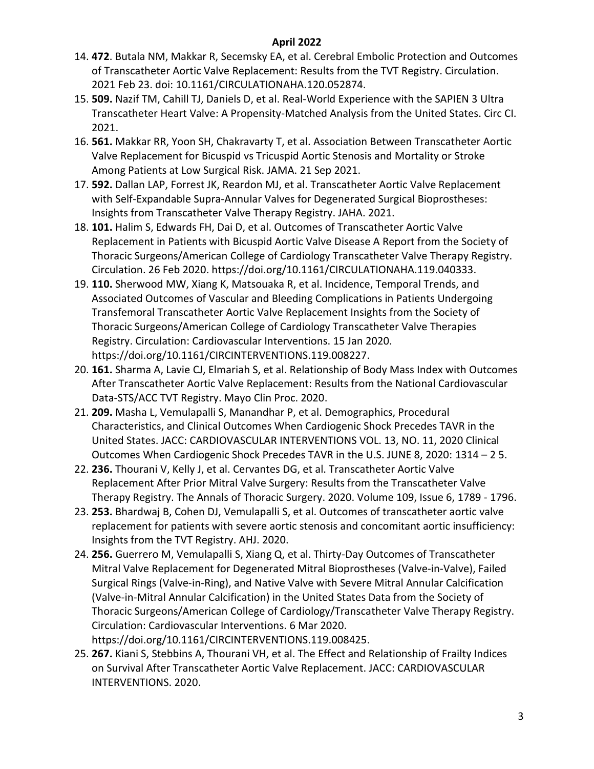**April 2022**

14. **472**. Butala NM, Makkar R, Secemsky EA, et al. Cerebral Embolic Protection and Outcomes of Transcatheter Aortic Valve Replacement: Results from the TVT Registry. Circulation. 2021 Feb 23. doi: 10.1161/CIRCULATIONAHA.120.052874.
15. **509.** Nazif TM, Cahill TJ, Daniels D, et al. Real-World Experience with the SAPIEN 3 Ultra Transcatheter Heart Valve: A Propensity-Matched Analysis from the United States. Circ CI. 2021.
16. **561.** Makkar RR, Yoon SH, Chakravarty T, et al. Association Between Transcatheter Aortic Valve Replacement for Bicuspid vs Tricuspid Aortic Stenosis and Mortality or Stroke Among Patients at Low Surgical Risk. JAMA. 21 Sep 2021.
17. **592.** Dallan LAP, Forrest JK, Reardon MJ, et al. Transcatheter Aortic Valve Replacement with Self-Expandable Supra-Annular Valves for Degenerated Surgical Bioprostheses: Insights from Transcatheter Valve Therapy Registry. JAHA. 2021.
18. **101.** Halim S, Edwards FH, Dai D, et al. Outcomes of Transcatheter Aortic Valve Replacement in Patients with Bicuspid Aortic Valve Disease A Report from the Society of Thoracic Surgeons/American College of Cardiology Transcatheter Valve Therapy Registry. Circulation. 26 Feb 2020. https://doi.org/10.1161/CIRCULATIONAHA.119.040333.
19. **110.** Sherwood MW, Xiang K, Matsouaka R, et al. Incidence, Temporal Trends, and Associated Outcomes of Vascular and Bleeding Complications in Patients Undergoing Transfemoral Transcatheter Aortic Valve Replacement Insights from the Society of Thoracic Surgeons/American College of Cardiology Transcatheter Valve Therapies Registry. Circulation: Cardiovascular Interventions. 15 Jan 2020. https://doi.org/10.1161/CIRCINTERVENTIONS.119.008227.
20. **161.** Sharma A, Lavie CJ, Elmariah S, et al. Relationship of Body Mass Index with Outcomes After Transcatheter Aortic Valve Replacement: Results from the National Cardiovascular Data-STS/ACC TVT Registry. Mayo Clin Proc. 2020.
21. **209.** Masha L, Vemulapalli S, Manandhar P, et al. Demographics, Procedural Characteristics, and Clinical Outcomes When Cardiogenic Shock Precedes TAVR in the United States. JACC: CARDIOVASCULAR INTERVENTIONS VOL. 13, NO. 11, 2020 Clinical Outcomes When Cardiogenic Shock Precedes TAVR in the U.S. JUNE 8, 2020: 1314 – 2 5.
22. **236.** Thourani V, Kelly J, et al. Cervantes DG, et al. Transcatheter Aortic Valve Replacement After Prior Mitral Valve Surgery: Results from the Transcatheter Valve Therapy Registry. The Annals of Thoracic Surgery. 2020. Volume 109, Issue 6, 1789 - 1796.
23. **253.** Bhardwaj B, Cohen DJ, Vemulapalli S, et al. Outcomes of transcatheter aortic valve replacement for patients with severe aortic stenosis and concomitant aortic insufficiency: Insights from the TVT Registry. AHJ. 2020.
24. **256.** Guerrero M, Vemulapalli S, Xiang Q, et al. Thirty-Day Outcomes of Transcatheter Mitral Valve Replacement for Degenerated Mitral Bioprostheses (Valve-in-Valve), Failed Surgical Rings (Valve-in-Ring), and Native Valve with Severe Mitral Annular Calcification (Valve-in-Mitral Annular Calcification) in the United States Data from the Society of Thoracic Surgeons/American College of Cardiology/Transcatheter Valve Therapy Registry. Circulation: Cardiovascular Interventions. 6 Mar 2020. https://doi.org/10.1161/CIRCINTERVENTIONS.119.008425.
25. **267.** Kiani S, Stebbins A, Thourani VH, et al. The Effect and Relationship of Frailty Indices on Survival After Transcatheter Aortic Valve Replacement. JACC: CARDIOVASCULAR INTERVENTIONS. 2020.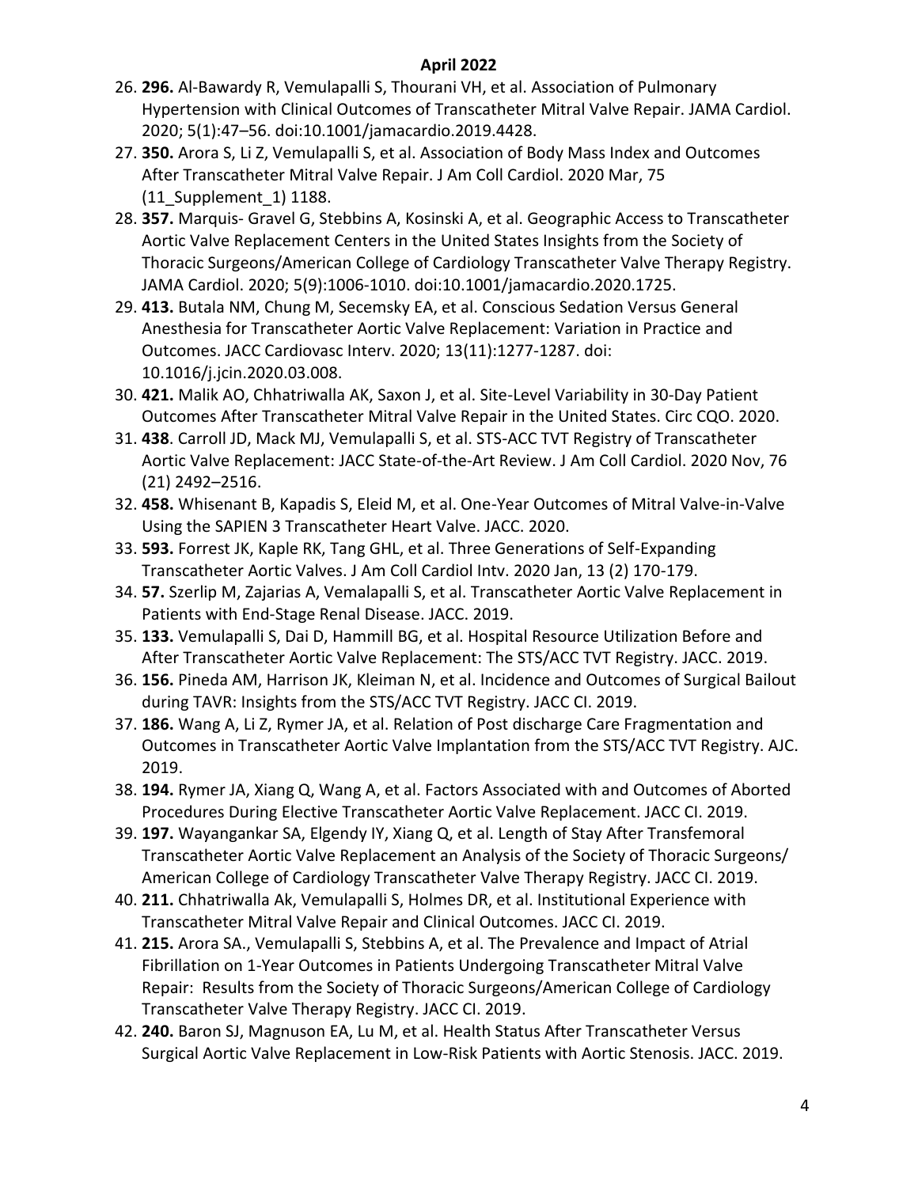**April 2022**

26. **296.** Al-Bawardy R, Vemulapalli S, Thourani VH, et al. Association of Pulmonary Hypertension with Clinical Outcomes of Transcatheter Mitral Valve Repair. JAMA Cardiol. 2020; 5(1):47–56. doi:10.1001/jamacardio.2019.4428.
27. **350.** Arora S, Li Z, Vemulapalli S, et al. Association of Body Mass Index and Outcomes After Transcatheter Mitral Valve Repair. J Am Coll Cardiol. 2020 Mar, 75 (11_Supplement_1) 1188.
28. **357.** Marquis- Gravel G, Stebbins A, Kosinski A, et al. Geographic Access to Transcatheter Aortic Valve Replacement Centers in the United States Insights from the Society of Thoracic Surgeons/American College of Cardiology Transcatheter Valve Therapy Registry. JAMA Cardiol. 2020; 5(9):1006-1010. doi:10.1001/jamacardio.2020.1725.
29. **413.** Butala NM, Chung M, Secemsky EA, et al. Conscious Sedation Versus General Anesthesia for Transcatheter Aortic Valve Replacement: Variation in Practice and Outcomes. JACC Cardiovasc Interv. 2020; 13(11):1277-1287. doi: 10.1016/j.jcin.2020.03.008.
30. **421.** Malik AO, Chhatriwalla AK, Saxon J, et al. Site-Level Variability in 30-Day Patient Outcomes After Transcatheter Mitral Valve Repair in the United States. Circ CQO. 2020.
31. **438**. Carroll JD, Mack MJ, Vemulapalli S, et al. STS-ACC TVT Registry of Transcatheter Aortic Valve Replacement: JACC State-of-the-Art Review. J Am Coll Cardiol. 2020 Nov, 76 (21) 2492–2516.
32. **458.** Whisenant B, Kapadis S, Eleid M, et al. One-Year Outcomes of Mitral Valve-in-Valve Using the SAPIEN 3 Transcatheter Heart Valve. JACC. 2020.
33. **593.** Forrest JK, Kaple RK, Tang GHL, et al. Three Generations of Self-Expanding Transcatheter Aortic Valves. J Am Coll Cardiol Intv. 2020 Jan, 13 (2) 170-179.
34. **57.** Szerlip M, Zajarias A, Vemalapalli S, et al. Transcatheter Aortic Valve Replacement in Patients with End-Stage Renal Disease. JACC. 2019.
35. **133.** Vemulapalli S, Dai D, Hammill BG, et al. Hospital Resource Utilization Before and After Transcatheter Aortic Valve Replacement: The STS/ACC TVT Registry. JACC. 2019.
36. **156.** Pineda AM, Harrison JK, Kleiman N, et al. Incidence and Outcomes of Surgical Bailout during TAVR: Insights from the STS/ACC TVT Registry. JACC CI. 2019.
37. **186.** Wang A, Li Z, Rymer JA, et al. Relation of Post discharge Care Fragmentation and Outcomes in Transcatheter Aortic Valve Implantation from the STS/ACC TVT Registry. AJC. 2019.
38. **194.** Rymer JA, Xiang Q, Wang A, et al. Factors Associated with and Outcomes of Aborted Procedures During Elective Transcatheter Aortic Valve Replacement. JACC CI. 2019.
39. **197.** Wayangankar SA, Elgendy IY, Xiang Q, et al. Length of Stay After Transfemoral Transcatheter Aortic Valve Replacement an Analysis of the Society of Thoracic Surgeons/ American College of Cardiology Transcatheter Valve Therapy Registry. JACC CI. 2019.
40. **211.** Chhatriwalla Ak, Vemulapalli S, Holmes DR, et al. Institutional Experience with Transcatheter Mitral Valve Repair and Clinical Outcomes. JACC CI. 2019.
41. **215.** Arora SA., Vemulapalli S, Stebbins A, et al. The Prevalence and Impact of Atrial Fibrillation on 1-Year Outcomes in Patients Undergoing Transcatheter Mitral Valve Repair: Results from the Society of Thoracic Surgeons/American College of Cardiology Transcatheter Valve Therapy Registry. JACC CI. 2019.
42. **240.** Baron SJ, Magnuson EA, Lu M, et al. Health Status After Transcatheter Versus Surgical Aortic Valve Replacement in Low-Risk Patients with Aortic Stenosis. JACC. 2019.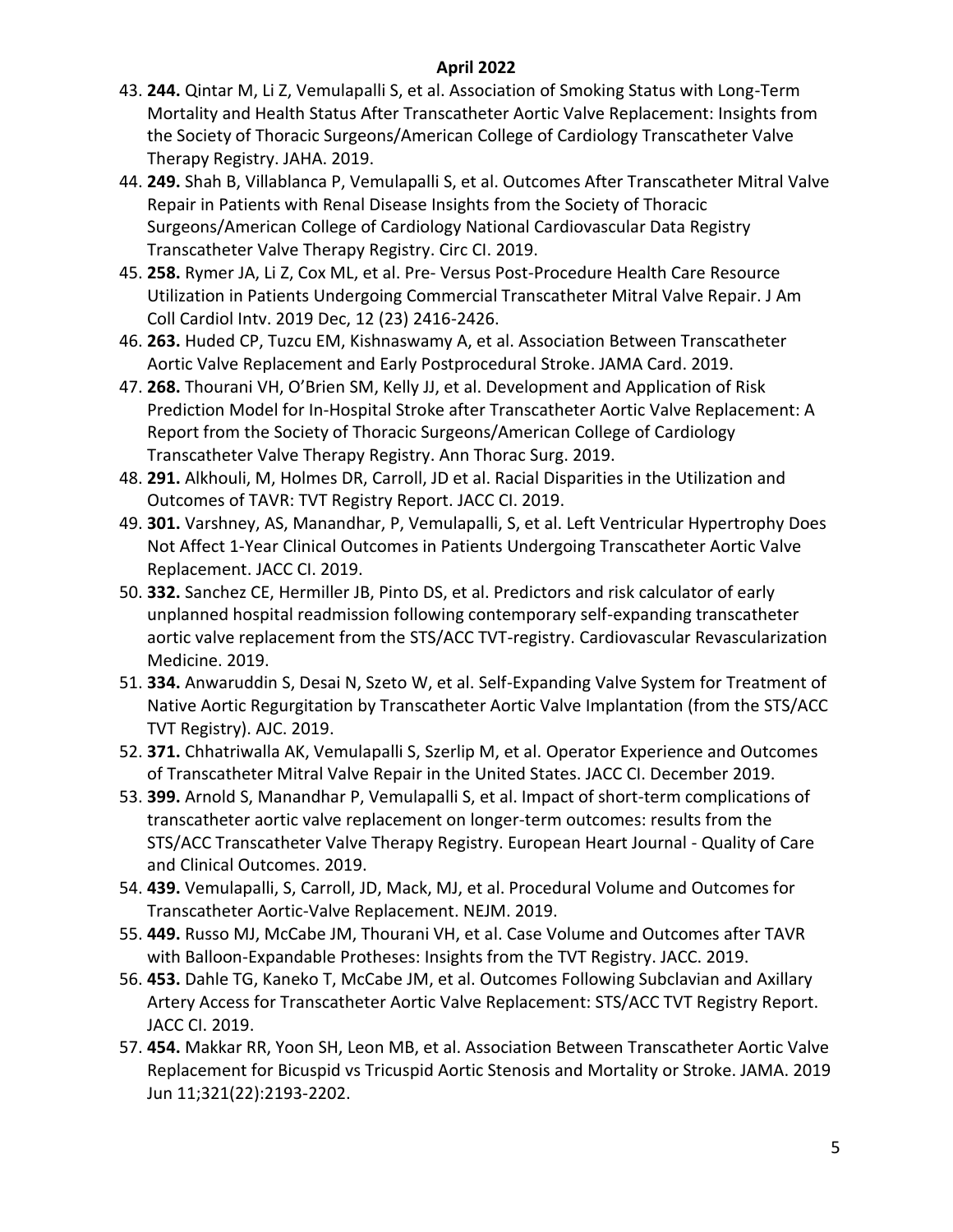43. **244.** Qintar M, Li Z, Vemulapalli S, et al. Association of Smoking Status with Long-Term Mortality and Health Status After Transcatheter Aortic Valve Replacement: Insights from the Society of Thoracic Surgeons/American College of Cardiology Transcatheter Valve Therapy Registry. JAHA. 2019.
44. **249.** Shah B, Villablanca P, Vemulapalli S, et al. Outcomes After Transcatheter Mitral Valve Repair in Patients with Renal Disease Insights from the Society of Thoracic Surgeons/American College of Cardiology National Cardiovascular Data Registry Transcatheter Valve Therapy Registry. Circ CI. 2019.
45. **258.** Rymer JA, Li Z, Cox ML, et al. Pre- Versus Post-Procedure Health Care Resource Utilization in Patients Undergoing Commercial Transcatheter Mitral Valve Repair. J Am Coll Cardiol Intv. 2019 Dec, 12 (23) 2416-2426.
46. **263.** Huded CP, Tuzcu EM, Kishnaswamy A, et al. Association Between Transcatheter Aortic Valve Replacement and Early Postprocedural Stroke. JAMA Card. 2019.
47. **268.** Thourani VH, O'Brien SM, Kelly JJ, et al. Development and Application of Risk Prediction Model for In-Hospital Stroke after Transcatheter Aortic Valve Replacement: A Report from the Society of Thoracic Surgeons/American College of Cardiology Transcatheter Valve Therapy Registry. Ann Thorac Surg. 2019.
48. **291.** Alkhouli, M, Holmes DR, Carroll, JD et al. Racial Disparities in the Utilization and Outcomes of TAVR: TVT Registry Report. JACC CI. 2019.
49. **301.** Varshney, AS, Manandhar, P, Vemulapalli, S, et al. Left Ventricular Hypertrophy Does Not Affect 1-Year Clinical Outcomes in Patients Undergoing Transcatheter Aortic Valve Replacement. JACC CI. 2019.
50. **332.** Sanchez CE, Hermiller JB, Pinto DS, et al. Predictors and risk calculator of early unplanned hospital readmission following contemporary self-expanding transcatheter aortic valve replacement from the STS/ACC TVT-registry. Cardiovascular Revascularization Medicine. 2019.
51. **334.** Anwaruddin S, Desai N, Szeto W, et al. Self-Expanding Valve System for Treatment of Native Aortic Regurgitation by Transcatheter Aortic Valve Implantation (from the STS/ACC TVT Registry). AJC. 2019.
52. **371.** Chhatriwalla AK, Vemulapalli S, Szerlip M, et al. Operator Experience and Outcomes of Transcatheter Mitral Valve Repair in the United States. JACC CI. December 2019.
53. **399.** Arnold S, Manandhar P, Vemulapalli S, et al. Impact of short-term complications of transcatheter aortic valve replacement on longer-term outcomes: results from the STS/ACC Transcatheter Valve Therapy Registry. European Heart Journal - Quality of Care and Clinical Outcomes. 2019.
54. **439.** Vemulapalli, S, Carroll, JD, Mack, MJ, et al. Procedural Volume and Outcomes for Transcatheter Aortic-Valve Replacement. NEJM. 2019.
55. **449.** Russo MJ, McCabe JM, Thourani VH, et al. Case Volume and Outcomes after TAVR with Balloon-Expandable Protheses: Insights from the TVT Registry. JACC. 2019.
56. **453.** Dahle TG, Kaneko T, McCabe JM, et al. Outcomes Following Subclavian and Axillary Artery Access for Transcatheter Aortic Valve Replacement: STS/ACC TVT Registry Report. JACC CI. 2019.
57. **454.** Makkar RR, Yoon SH, Leon MB, et al. Association Between Transcatheter Aortic Valve Replacement for Bicuspid vs Tricuspid Aortic Stenosis and Mortality or Stroke. JAMA. 2019 Jun 11;321(22):2193-2202.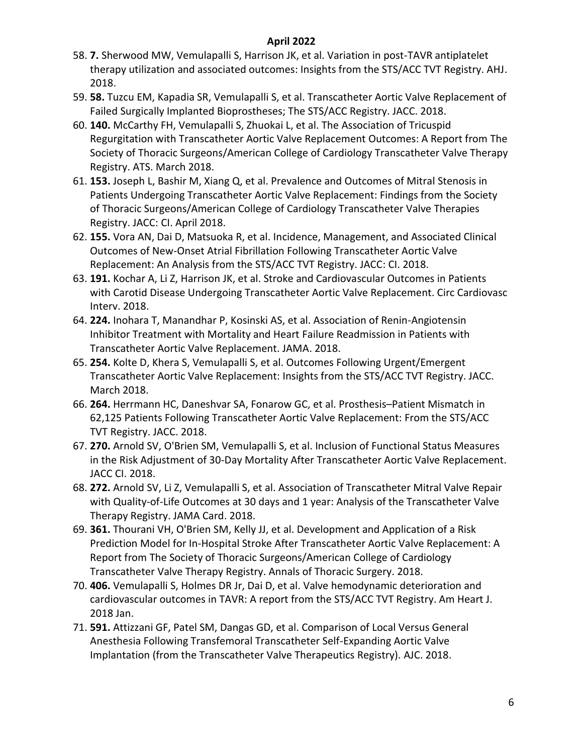58. **7.** Sherwood MW, Vemulapalli S, Harrison JK, et al. Variation in post-TAVR antiplatelet therapy utilization and associated outcomes: Insights from the STS/ACC TVT Registry. AHJ. 2018.
59. **58.** Tuzcu EM, Kapadia SR, Vemulapalli S, et al. Transcatheter Aortic Valve Replacement of Failed Surgically Implanted Bioprostheses; The STS/ACC Registry. JACC. 2018.
60. **140.** McCarthy FH, Vemulapalli S, Zhuokai L, et al. The Association of Tricuspid Regurgitation with Transcatheter Aortic Valve Replacement Outcomes: A Report from The Society of Thoracic Surgeons/American College of Cardiology Transcatheter Valve Therapy Registry. ATS. March 2018.
61. **153.** Joseph L, Bashir M, Xiang Q, et al. Prevalence and Outcomes of Mitral Stenosis in Patients Undergoing Transcatheter Aortic Valve Replacement: Findings from the Society of Thoracic Surgeons/American College of Cardiology Transcatheter Valve Therapies Registry. JACC: CI. April 2018.
62. **155.** Vora AN, Dai D, Matsuoka R, et al. Incidence, Management, and Associated Clinical Outcomes of New-Onset Atrial Fibrillation Following Transcatheter Aortic Valve Replacement: An Analysis from the STS/ACC TVT Registry. JACC: CI. 2018.
63. **191.** Kochar A, Li Z, Harrison JK, et al. Stroke and Cardiovascular Outcomes in Patients with Carotid Disease Undergoing Transcatheter Aortic Valve Replacement. Circ Cardiovasc Interv. 2018.
64. **224.** Inohara T, Manandhar P, Kosinski AS, et al. Association of Renin-Angiotensin Inhibitor Treatment with Mortality and Heart Failure Readmission in Patients with Transcatheter Aortic Valve Replacement. JAMA. 2018.
65. **254.** Kolte D, Khera S, Vemulapalli S, et al. Outcomes Following Urgent/Emergent Transcatheter Aortic Valve Replacement: Insights from the STS/ACC TVT Registry. JACC. March 2018.
66. **264.** Herrmann HC, Daneshvar SA, Fonarow GC, et al. Prosthesis–Patient Mismatch in 62,125 Patients Following Transcatheter Aortic Valve Replacement: From the STS/ACC TVT Registry. JACC. 2018.
67. **270.** Arnold SV, O'Brien SM, Vemulapalli S, et al. Inclusion of Functional Status Measures in the Risk Adjustment of 30-Day Mortality After Transcatheter Aortic Valve Replacement. JACC CI. 2018.
68. **272.** Arnold SV, Li Z, Vemulapalli S, et al. Association of Transcatheter Mitral Valve Repair with Quality-of-Life Outcomes at 30 days and 1 year: Analysis of the Transcatheter Valve Therapy Registry. JAMA Card. 2018.
69. **361.** Thourani VH, O'Brien SM, Kelly JJ, et al. Development and Application of a Risk Prediction Model for In-Hospital Stroke After Transcatheter Aortic Valve Replacement: A Report from The Society of Thoracic Surgeons/American College of Cardiology Transcatheter Valve Therapy Registry. Annals of Thoracic Surgery. 2018.
70. **406.** Vemulapalli S, Holmes DR Jr, Dai D, et al. Valve hemodynamic deterioration and cardiovascular outcomes in TAVR: A report from the STS/ACC TVT Registry. Am Heart J. 2018 Jan.
71. **591.** Attizzani GF, Patel SM, Dangas GD, et al. Comparison of Local Versus General Anesthesia Following Transfemoral Transcatheter Self-Expanding Aortic Valve Implantation (from the Transcatheter Valve Therapeutics Registry). AJC. 2018.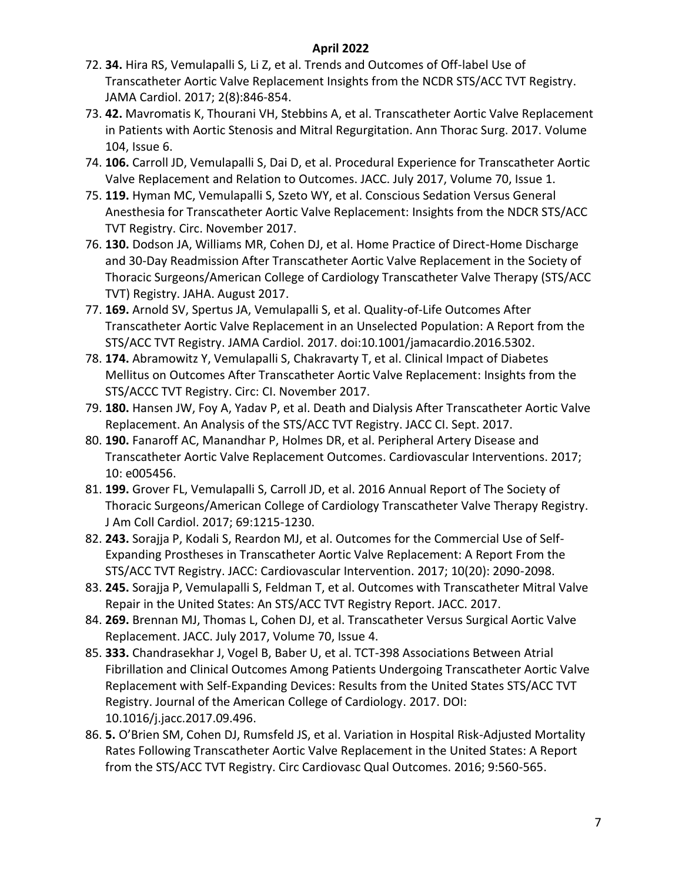72. **34.** Hira RS, Vemulapalli S, Li Z, et al. Trends and Outcomes of Off-label Use of Transcatheter Aortic Valve Replacement Insights from the NCDR STS/ACC TVT Registry. JAMA Cardiol. 2017; 2(8):846-854.
73. **42.** Mavromatis K, Thourani VH, Stebbins A, et al. Transcatheter Aortic Valve Replacement in Patients with Aortic Stenosis and Mitral Regurgitation. Ann Thorac Surg. 2017. Volume 104, Issue 6.
74. **106.** Carroll JD, Vemulapalli S, Dai D, et al. Procedural Experience for Transcatheter Aortic Valve Replacement and Relation to Outcomes. JACC. July 2017, Volume 70, Issue 1.
75. **119.** Hyman MC, Vemulapalli S, Szeto WY, et al. Conscious Sedation Versus General Anesthesia for Transcatheter Aortic Valve Replacement: Insights from the NDCR STS/ACC TVT Registry. Circ. November 2017.
76. **130.** Dodson JA, Williams MR, Cohen DJ, et al. Home Practice of Direct-Home Discharge and 30-Day Readmission After Transcatheter Aortic Valve Replacement in the Society of Thoracic Surgeons/American College of Cardiology Transcatheter Valve Therapy (STS/ACC TVT) Registry. JAHA. August 2017.
77. **169.** Arnold SV, Spertus JA, Vemulapalli S, et al. Quality-of-Life Outcomes After Transcatheter Aortic Valve Replacement in an Unselected Population: A Report from the STS/ACC TVT Registry. JAMA Cardiol. 2017. doi:10.1001/jamacardio.2016.5302.
78. **174.** Abramowitz Y, Vemulapalli S, Chakravarty T, et al. Clinical Impact of Diabetes Mellitus on Outcomes After Transcatheter Aortic Valve Replacement: Insights from the STS/ACCC TVT Registry. Circ: CI. November 2017.
79. **180.** Hansen JW, Foy A, Yadav P, et al. Death and Dialysis After Transcatheter Aortic Valve Replacement. An Analysis of the STS/ACC TVT Registry. JACC CI. Sept. 2017.
80. **190.** Fanaroff AC, Manandhar P, Holmes DR, et al. Peripheral Artery Disease and Transcatheter Aortic Valve Replacement Outcomes. Cardiovascular Interventions. 2017; 10: e005456.
81. **199.** Grover FL, Vemulapalli S, Carroll JD, et al. 2016 Annual Report of The Society of Thoracic Surgeons/American College of Cardiology Transcatheter Valve Therapy Registry. J Am Coll Cardiol. 2017; 69:1215-1230.
82. **243.** Sorajja P, Kodali S, Reardon MJ, et al. Outcomes for the Commercial Use of Self-Expanding Prostheses in Transcatheter Aortic Valve Replacement: A Report From the STS/ACC TVT Registry. JACC: Cardiovascular Intervention. 2017; 10(20): 2090-2098.
83. **245.** Sorajja P, Vemulapalli S, Feldman T, et al. Outcomes with Transcatheter Mitral Valve Repair in the United States: An STS/ACC TVT Registry Report. JACC. 2017.
84. **269.** Brennan MJ, Thomas L, Cohen DJ, et al. Transcatheter Versus Surgical Aortic Valve Replacement. JACC. July 2017, Volume 70, Issue 4.
85. **333.** Chandrasekhar J, Vogel B, Baber U, et al. TCT-398 Associations Between Atrial Fibrillation and Clinical Outcomes Among Patients Undergoing Transcatheter Aortic Valve Replacement with Self-Expanding Devices: Results from the United States STS/ACC TVT Registry. Journal of the American College of Cardiology. 2017. DOI: 10.1016/j.jacc.2017.09.496.
86. **5.** O'Brien SM, Cohen DJ, Rumsfeld JS, et al. Variation in Hospital Risk-Adjusted Mortality Rates Following Transcatheter Aortic Valve Replacement in the United States: A Report from the STS/ACC TVT Registry. Circ Cardiovasc Qual Outcomes. 2016; 9:560-565.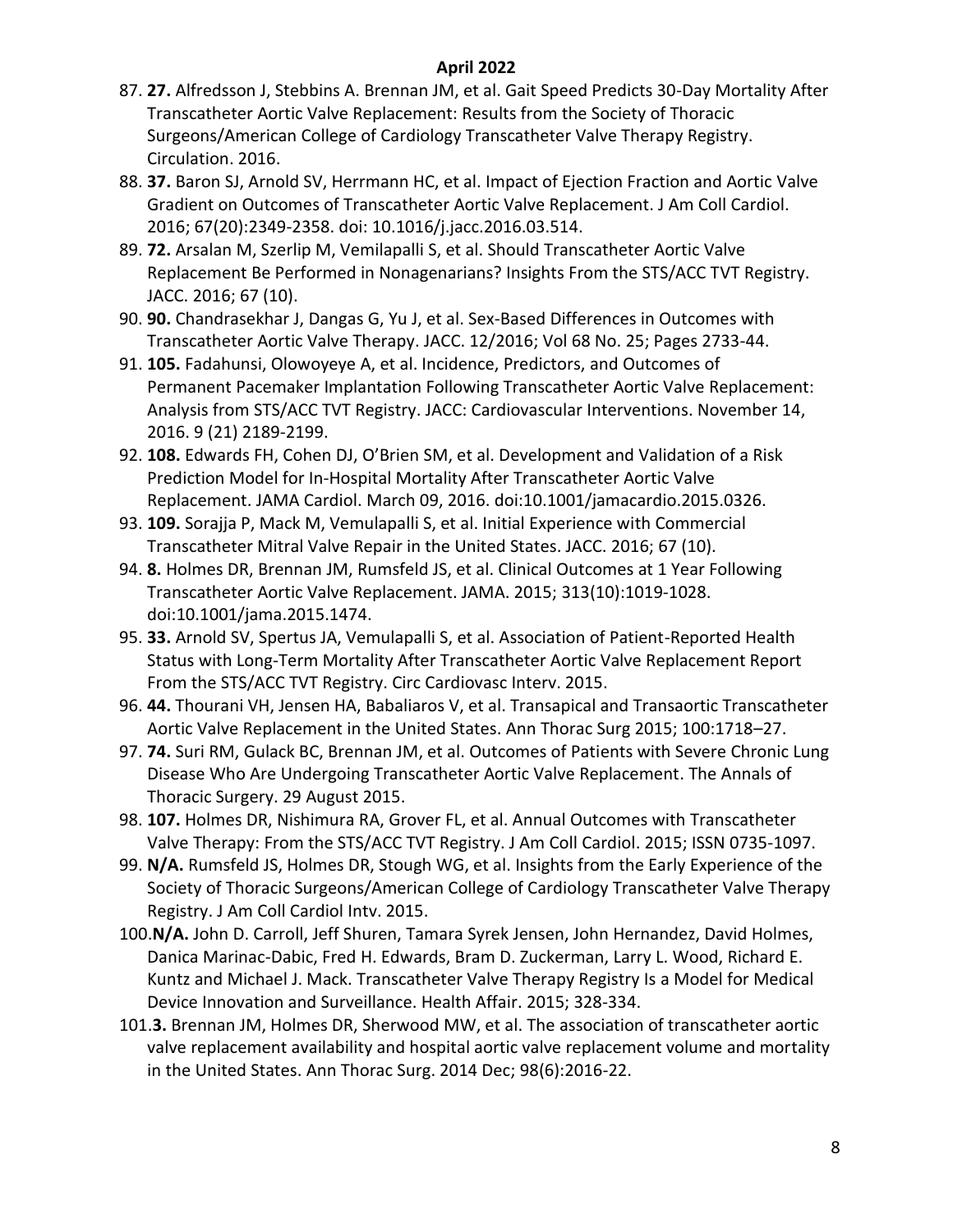**April 2022**

87. **27.** Alfredsson J, Stebbins A. Brennan JM, et al. Gait Speed Predicts 30-Day Mortality After Transcatheter Aortic Valve Replacement: Results from the Society of Thoracic Surgeons/American College of Cardiology Transcatheter Valve Therapy Registry. Circulation. 2016.
88. **37.** Baron SJ, Arnold SV, Herrmann HC, et al. Impact of Ejection Fraction and Aortic Valve Gradient on Outcomes of Transcatheter Aortic Valve Replacement. J Am Coll Cardiol. 2016; 67(20):2349-2358. doi: 10.1016/j.jacc.2016.03.514.
89. **72.** Arsalan M, Szerlip M, Vemilapalli S, et al. Should Transcatheter Aortic Valve Replacement Be Performed in Nonagenarians? Insights From the STS/ACC TVT Registry. JACC. 2016; 67 (10).
90. **90.** Chandrasekhar J, Dangas G, Yu J, et al. Sex-Based Differences in Outcomes with Transcatheter Aortic Valve Therapy. JACC. 12/2016; Vol 68 No. 25; Pages 2733-44.
91. **105.** Fadahunsi, Olowoyeye A, et al. Incidence, Predictors, and Outcomes of Permanent Pacemaker Implantation Following Transcatheter Aortic Valve Replacement: Analysis from STS/ACC TVT Registry. JACC: Cardiovascular Interventions. November 14, 2016. 9 (21) 2189-2199.
92. **108.** Edwards FH, Cohen DJ, O'Brien SM, et al. Development and Validation of a Risk Prediction Model for In-Hospital Mortality After Transcatheter Aortic Valve Replacement. JAMA Cardiol. March 09, 2016. doi:10.1001/jamacardio.2015.0326.
93. **109.** Sorajja P, Mack M, Vemulapalli S, et al. Initial Experience with Commercial Transcatheter Mitral Valve Repair in the United States. JACC. 2016; 67 (10).
94. **8.** Holmes DR, Brennan JM, Rumsfeld JS, et al. Clinical Outcomes at 1 Year Following Transcatheter Aortic Valve Replacement. JAMA. 2015; 313(10):1019-1028. doi:10.1001/jama.2015.1474.
95. **33.** Arnold SV, Spertus JA, Vemulapalli S, et al. Association of Patient-Reported Health Status with Long-Term Mortality After Transcatheter Aortic Valve Replacement Report From the STS/ACC TVT Registry. Circ Cardiovasc Interv. 2015.
96. **44.** Thourani VH, Jensen HA, Babaliaros V, et al. Transapical and Transaortic Transcatheter Aortic Valve Replacement in the United States. Ann Thorac Surg 2015; 100:1718–27.
97. **74.** Suri RM, Gulack BC, Brennan JM, et al. Outcomes of Patients with Severe Chronic Lung Disease Who Are Undergoing Transcatheter Aortic Valve Replacement. The Annals of Thoracic Surgery. 29 August 2015.
98. **107.** Holmes DR, Nishimura RA, Grover FL, et al. Annual Outcomes with Transcatheter Valve Therapy: From the STS/ACC TVT Registry. J Am Coll Cardiol. 2015; ISSN 0735-1097.
99. **N/A.** Rumsfeld JS, Holmes DR, Stough WG, et al. Insights from the Early Experience of the Society of Thoracic Surgeons/American College of Cardiology Transcatheter Valve Therapy Registry. J Am Coll Cardiol Intv. 2015.
100. **N/A.** John D. Carroll, Jeff Shuren, Tamara Syrek Jensen, John Hernandez, David Holmes, Danica Marinac-Dabic, Fred H. Edwards, Bram D. Zuckerman, Larry L. Wood, Richard E. Kuntz and Michael J. Mack. Transcatheter Valve Therapy Registry Is a Model for Medical Device Innovation and Surveillance. Health Affair. 2015; 328-334.
101. **3.** Brennan JM, Holmes DR, Sherwood MW, et al. The association of transcatheter aortic valve replacement availability and hospital aortic valve replacement volume and mortality in the United States. Ann Thorac Surg. 2014 Dec; 98(6):2016-22.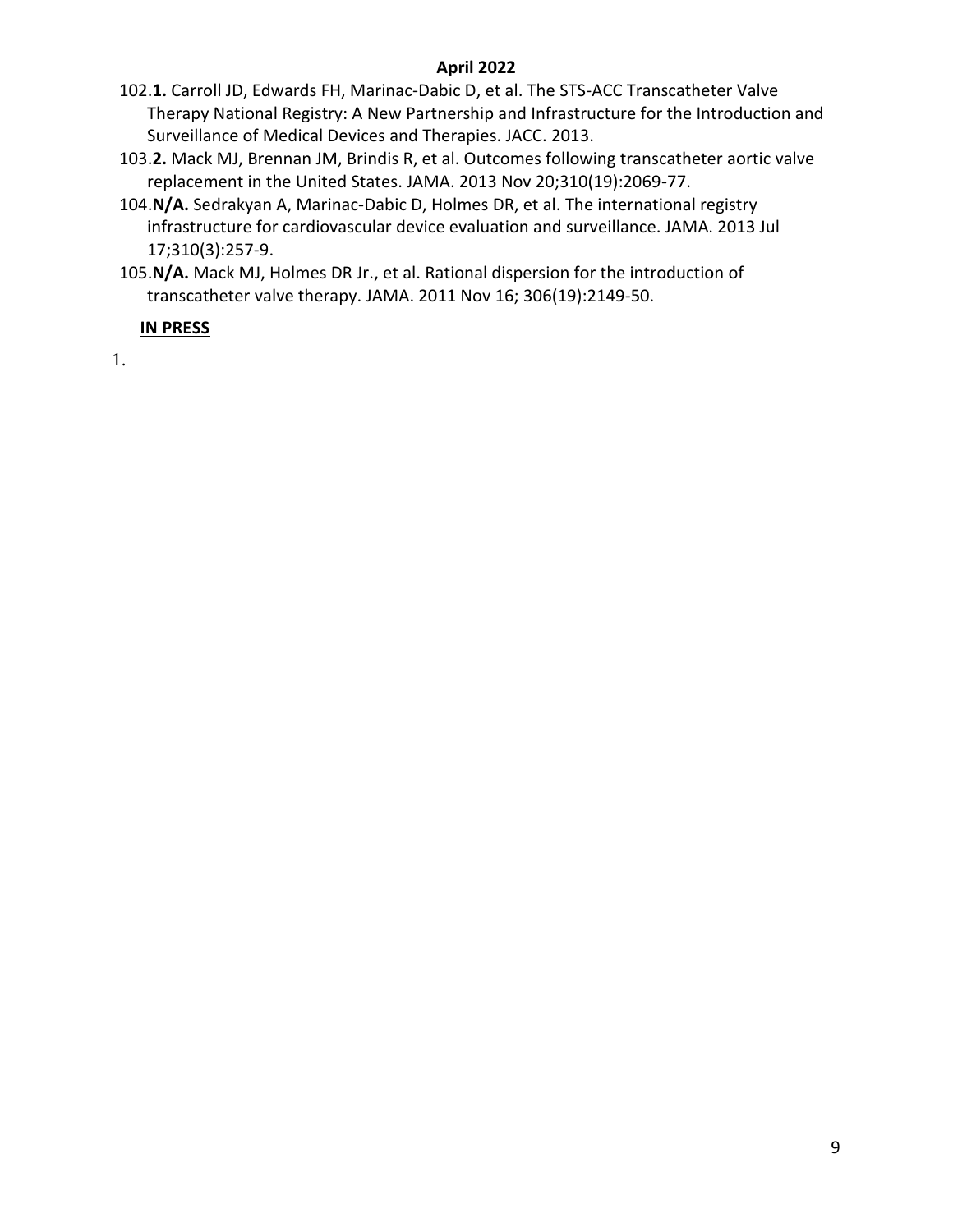102.**1.** Carroll JD, Edwards FH, Marinac-Dabic D, et al. The STS-ACC Transcatheter Valve Therapy National Registry: A New Partnership and Infrastructure for the Introduction and Surveillance of Medical Devices and Therapies. JACC. 2013.

103.**2.** Mack MJ, Brennan JM, Brindis R, et al. Outcomes following transcatheter aortic valve replacement in the United States. JAMA. 2013 Nov 20;310(19):2069-77.

104.**N/A.** Sedrakyan A, Marinac-Dabic D, Holmes DR, et al. The international registry infrastructure for cardiovascular device evaluation and surveillance. JAMA. 2013 Jul 17;310(3):257-9.

105.**N/A.** Mack MJ, Holmes DR Jr., et al. Rational dispersion for the introduction of transcatheter valve therapy. JAMA. 2011 Nov 16; 306(19):2149-50.

**IN PRESS**

1.